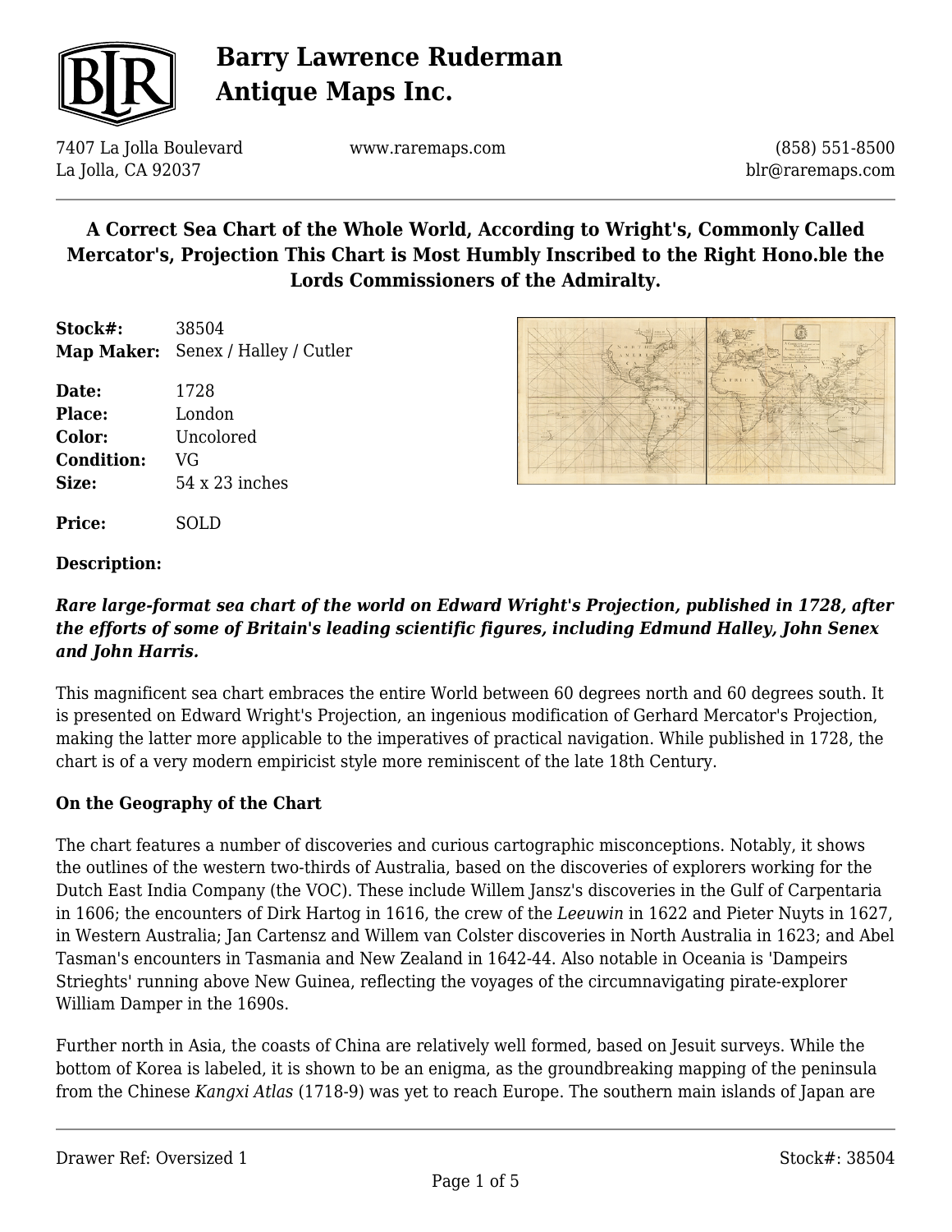# Barry Lawrence Ruderman Antique Maps Inc.

7407 La Jolla Boulevard
La Jolla, CA 92037

www.raremaps.com

(858) 551-8500
blr@raremaps.com

## A Correct Sea Chart of the Whole World, According to Wright's, Commonly Called Mercator's, Projection This Chart is Most Humbly Inscribed to the Right Hono.ble the Lords Commissioners of the Admiralty.

**Stock#:** 38504
**Map Maker:** Senex / Halley / Cutler

**Date:** 1728
**Place:** London
**Color:** Uncolored
**Condition:** VG
**Size:** 54 x 23 inches

**Price:** SOLD

**Description:**

***Rare large-format sea chart of the world on Edward Wright's Projection, published in 1728, after the efforts of some of Britain's leading scientific figures, including Edmund Halley, John Senex and John Harris.***

This magnificent sea chart embraces the entire World between 60 degrees north and 60 degrees south. It is presented on Edward Wright's Projection, an ingenious modification of Gerhard Mercator's Projection, making the latter more applicable to the imperatives of practical navigation. While published in 1728, the chart is of a very modern empiricist style more reminiscent of the late 18th Century.

**On the Geography of the Chart**

The chart features a number of discoveries and curious cartographic misconceptions. Notably, it shows the outlines of the western two-thirds of Australia, based on the discoveries of explorers working for the Dutch East India Company (the VOC). These include Willem Jansz's discoveries in the Gulf of Carpentaria in 1606; the encounters of Dirk Hartog in 1616, the crew of the *Leeuwin* in 1622 and Pieter Nuyts in 1627, in Western Australia; Jan Cartensz and Willem van Colster discoveries in North Australia in 1623; and Abel Tasman's encounters in Tasmania and New Zealand in 1642-44. Also notable in Oceania is 'Dampeirs Strieghts' running above New Guinea, reflecting the voyages of the circumnavigating pirate-explorer William Damper in the 1690s.

Further north in Asia, the coasts of China are relatively well formed, based on Jesuit surveys. While the bottom of Korea is labeled, it is shown to be an enigma, as the groundbreaking mapping of the peninsula from the Chinese *Kangxi Atlas* (1718-9) was yet to reach Europe. The southern main islands of Japan are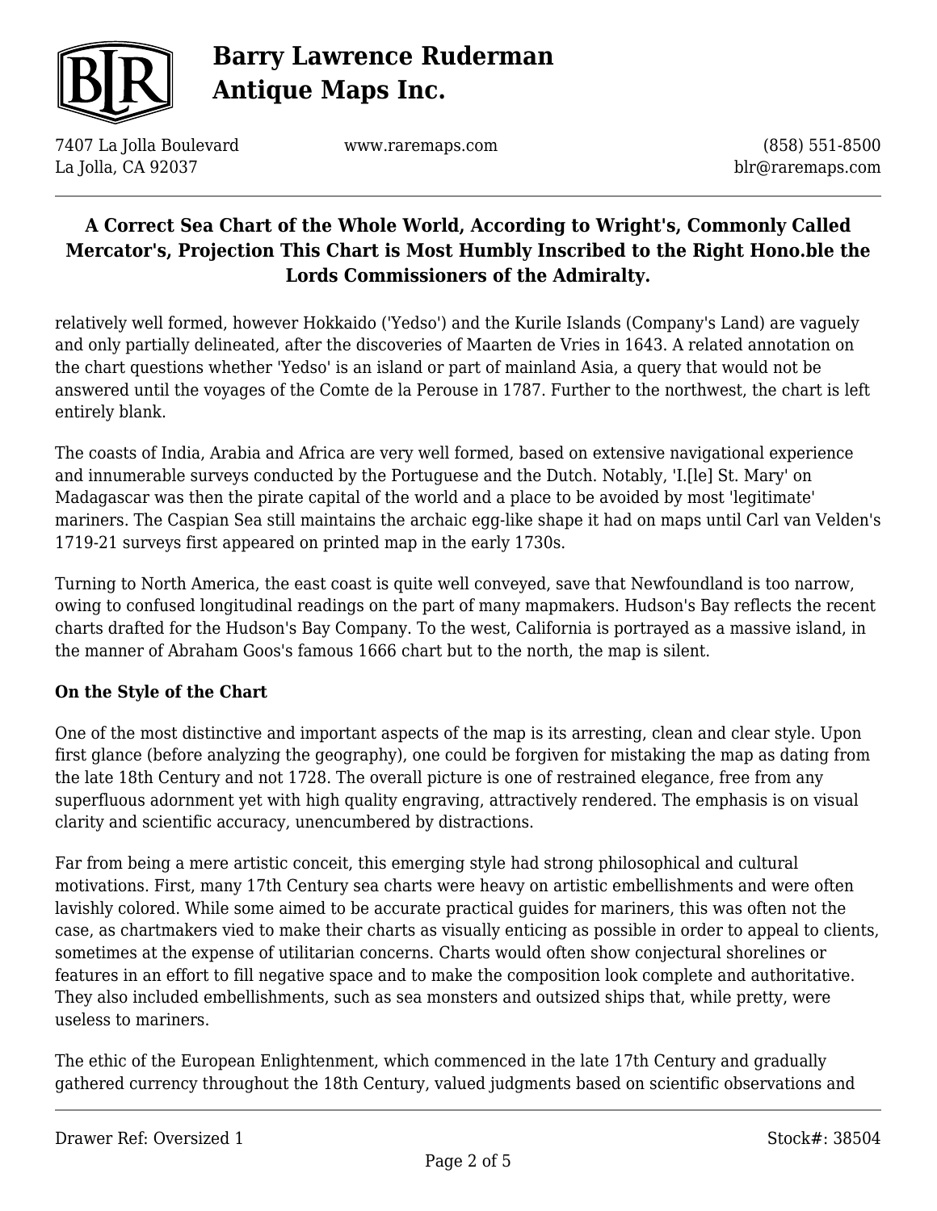relatively well formed, however Hokkaido ('Yedso') and the Kurile Islands (Company's Land) are vaguely and only partially delineated, after the discoveries of Maarten de Vries in 1643. A related annotation on the chart questions whether 'Yedso' is an island or part of mainland Asia, a query that would not be answered until the voyages of the Comte de la Perouse in 1787. Further to the northwest, the chart is left entirely blank.

The coasts of India, Arabia and Africa are very well formed, based on extensive navigational experience and innumerable surveys conducted by the Portuguese and the Dutch. Notably, 'I.[le] St. Mary' on Madagascar was then the pirate capital of the world and a place to be avoided by most 'legitimate' mariners. The Caspian Sea still maintains the archaic egg-like shape it had on maps until Carl van Velden's 1719-21 surveys first appeared on printed map in the early 1730s.

Turning to North America, the east coast is quite well conveyed, save that Newfoundland is too narrow, owing to confused longitudinal readings on the part of many mapmakers. Hudson's Bay reflects the recent charts drafted for the Hudson's Bay Company. To the west, California is portrayed as a massive island, in the manner of Abraham Goos's famous 1666 chart but to the north, the map is silent.

**On the Style of the Chart**

One of the most distinctive and important aspects of the map is its arresting, clean and clear style. Upon first glance (before analyzing the geography), one could be forgiven for mistaking the map as dating from the late 18th Century and not 1728. The overall picture is one of restrained elegance, free from any superfluous adornment yet with high quality engraving, attractively rendered. The emphasis is on visual clarity and scientific accuracy, unencumbered by distractions.

Far from being a mere artistic conceit, this emerging style had strong philosophical and cultural motivations. First, many 17th Century sea charts were heavy on artistic embellishments and were often lavishly colored. While some aimed to be accurate practical guides for mariners, this was often not the case, as chartmakers vied to make their charts as visually enticing as possible in order to appeal to clients, sometimes at the expense of utilitarian concerns. Charts would often show conjectural shorelines or features in an effort to fill negative space and to make the composition look complete and authoritative. They also included embellishments, such as sea monsters and outsized ships that, while pretty, were useless to mariners.

The ethic of the European Enlightenment, which commenced in the late 17th Century and gradually gathered currency throughout the 18th Century, valued judgments based on scientific observations and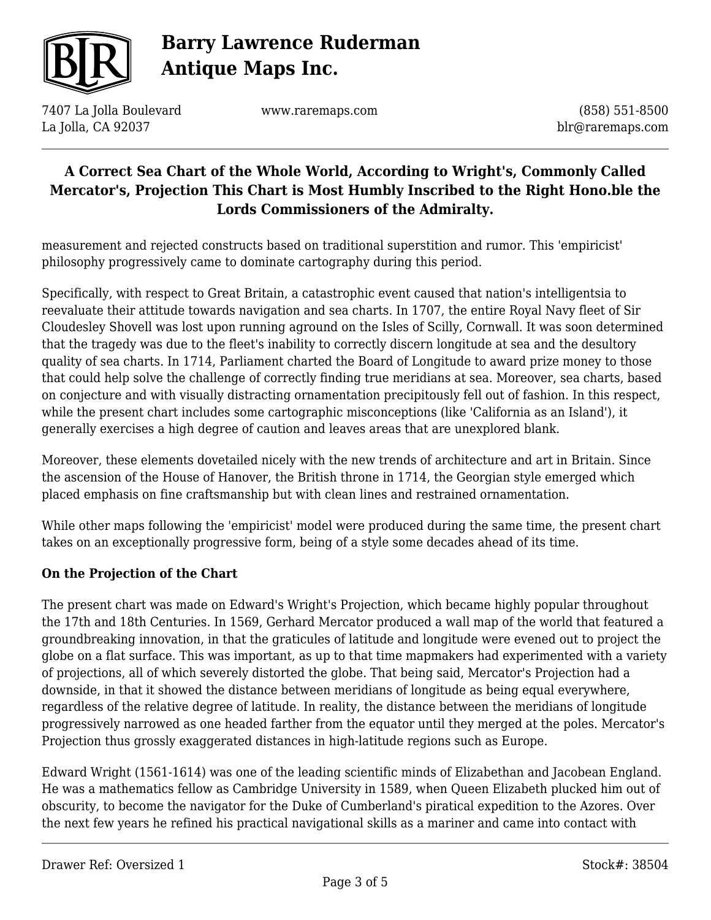measurement and rejected constructs based on traditional superstition and rumor. This 'empiricist' philosophy progressively came to dominate cartography during this period.

Specifically, with respect to Great Britain, a catastrophic event caused that nation's intelligentsia to reevaluate their attitude towards navigation and sea charts. In 1707, the entire Royal Navy fleet of Sir Cloudesley Shovell was lost upon running aground on the Isles of Scilly, Cornwall. It was soon determined that the tragedy was due to the fleet's inability to correctly discern longitude at sea and the desultory quality of sea charts. In 1714, Parliament charted the Board of Longitude to award prize money to those that could help solve the challenge of correctly finding true meridians at sea. Moreover, sea charts, based on conjecture and with visually distracting ornamentation precipitously fell out of fashion. In this respect, while the present chart includes some cartographic misconceptions (like 'California as an Island'), it generally exercises a high degree of caution and leaves areas that are unexplored blank.

Moreover, these elements dovetailed nicely with the new trends of architecture and art in Britain. Since the ascension of the House of Hanover, the British throne in 1714, the Georgian style emerged which placed emphasis on fine craftsmanship but with clean lines and restrained ornamentation.

While other maps following the 'empiricist' model were produced during the same time, the present chart takes on an exceptionally progressive form, being of a style some decades ahead of its time.

**On the Projection of the Chart**

The present chart was made on Edward's Wright's Projection, which became highly popular throughout the 17th and 18th Centuries. In 1569, Gerhard Mercator produced a wall map of the world that featured a groundbreaking innovation, in that the graticules of latitude and longitude were evened out to project the globe on a flat surface. This was important, as up to that time mapmakers had experimented with a variety of projections, all of which severely distorted the globe. That being said, Mercator's Projection had a downside, in that it showed the distance between meridians of longitude as being equal everywhere, regardless of the relative degree of latitude. In reality, the distance between the meridians of longitude progressively narrowed as one headed farther from the equator until they merged at the poles. Mercator's Projection thus grossly exaggerated distances in high-latitude regions such as Europe.

Edward Wright (1561-1614) was one of the leading scientific minds of Elizabethan and Jacobean England. He was a mathematics fellow as Cambridge University in 1589, when Queen Elizabeth plucked him out of obscurity, to become the navigator for the Duke of Cumberland's piratical expedition to the Azores. Over the next few years he refined his practical navigational skills as a mariner and came into contact with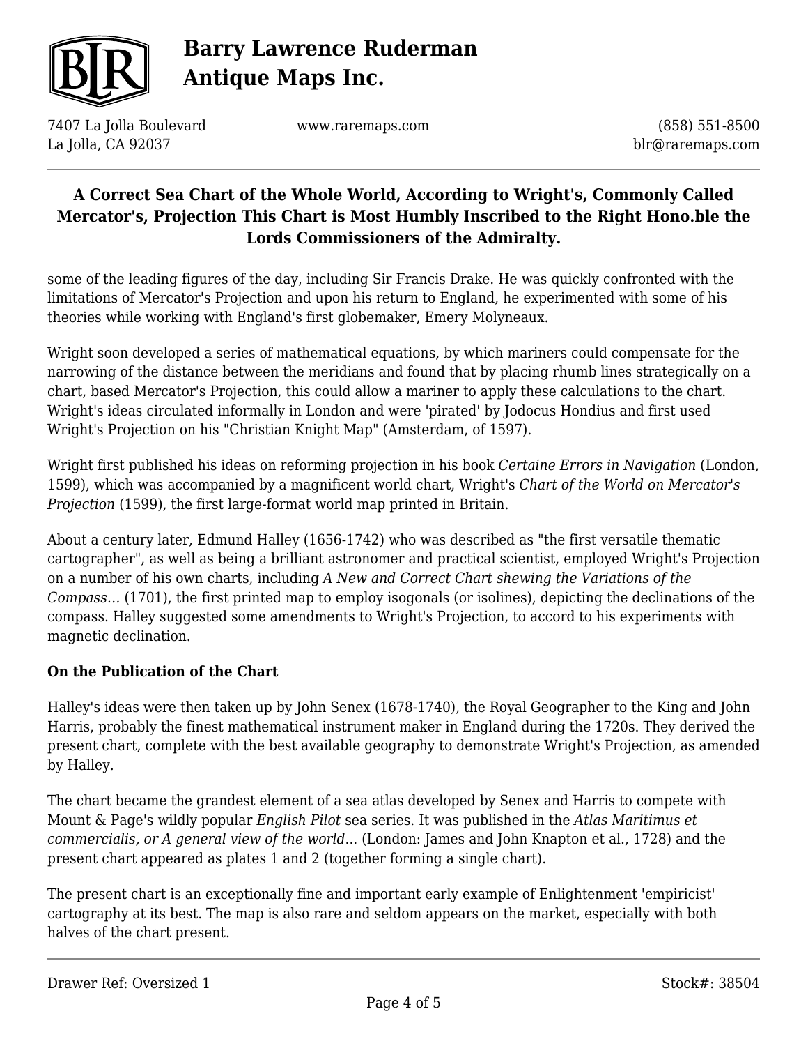some of the leading figures of the day, including Sir Francis Drake. He was quickly confronted with the limitations of Mercator's Projection and upon his return to England, he experimented with some of his theories while working with England's first globemaker, Emery Molyneaux.

Wright soon developed a series of mathematical equations, by which mariners could compensate for the narrowing of the distance between the meridians and found that by placing rhumb lines strategically on a chart, based Mercator's Projection, this could allow a mariner to apply these calculations to the chart. Wright's ideas circulated informally in London and were 'pirated' by Jodocus Hondius and first used Wright's Projection on his "Christian Knight Map" (Amsterdam, of 1597).

Wright first published his ideas on reforming projection in his book *Certaine Errors in Navigation* (London, 1599), which was accompanied by a magnificent world chart, Wright's *Chart of the World on Mercator's Projection* (1599), the first large-format world map printed in Britain.

About a century later, Edmund Halley (1656-1742) who was described as "the first versatile thematic cartographer", as well as being a brilliant astronomer and practical scientist, employed Wright's Projection on a number of his own charts, including *A New and Correct Chart shewing the Variations of the Compass…* (1701), the first printed map to employ isogonals (or isolines), depicting the declinations of the compass. Halley suggested some amendments to Wright's Projection, to accord to his experiments with magnetic declination.

**On the Publication of the Chart**

Halley's ideas were then taken up by John Senex (1678-1740), the Royal Geographer to the King and John Harris, probably the finest mathematical instrument maker in England during the 1720s. They derived the present chart, complete with the best available geography to demonstrate Wright's Projection, as amended by Halley.

The chart became the grandest element of a sea atlas developed by Senex and Harris to compete with Mount & Page's wildly popular *English Pilot* sea series. It was published in the *Atlas Maritimus et commercialis, or A general view of the world*... (London: James and John Knapton et al., 1728) and the present chart appeared as plates 1 and 2 (together forming a single chart).

The present chart is an exceptionally fine and important early example of Enlightenment 'empiricist' cartography at its best. The map is also rare and seldom appears on the market, especially with both halves of the chart present.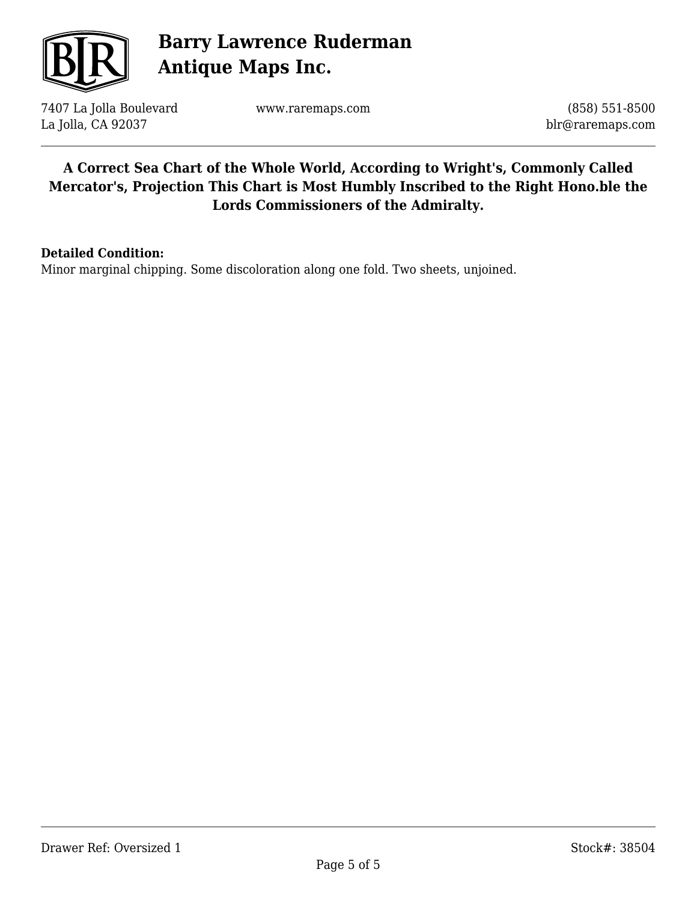**A Correct Sea Chart of the Whole World, According to Wright's, Commonly Called Mercator's, Projection This Chart is Most Humbly Inscribed to the Right Hono.ble the Lords Commissioners of the Admiralty.**

**Detailed Condition:**
Minor marginal chipping. Some discoloration along one fold. Two sheets, unjoined.